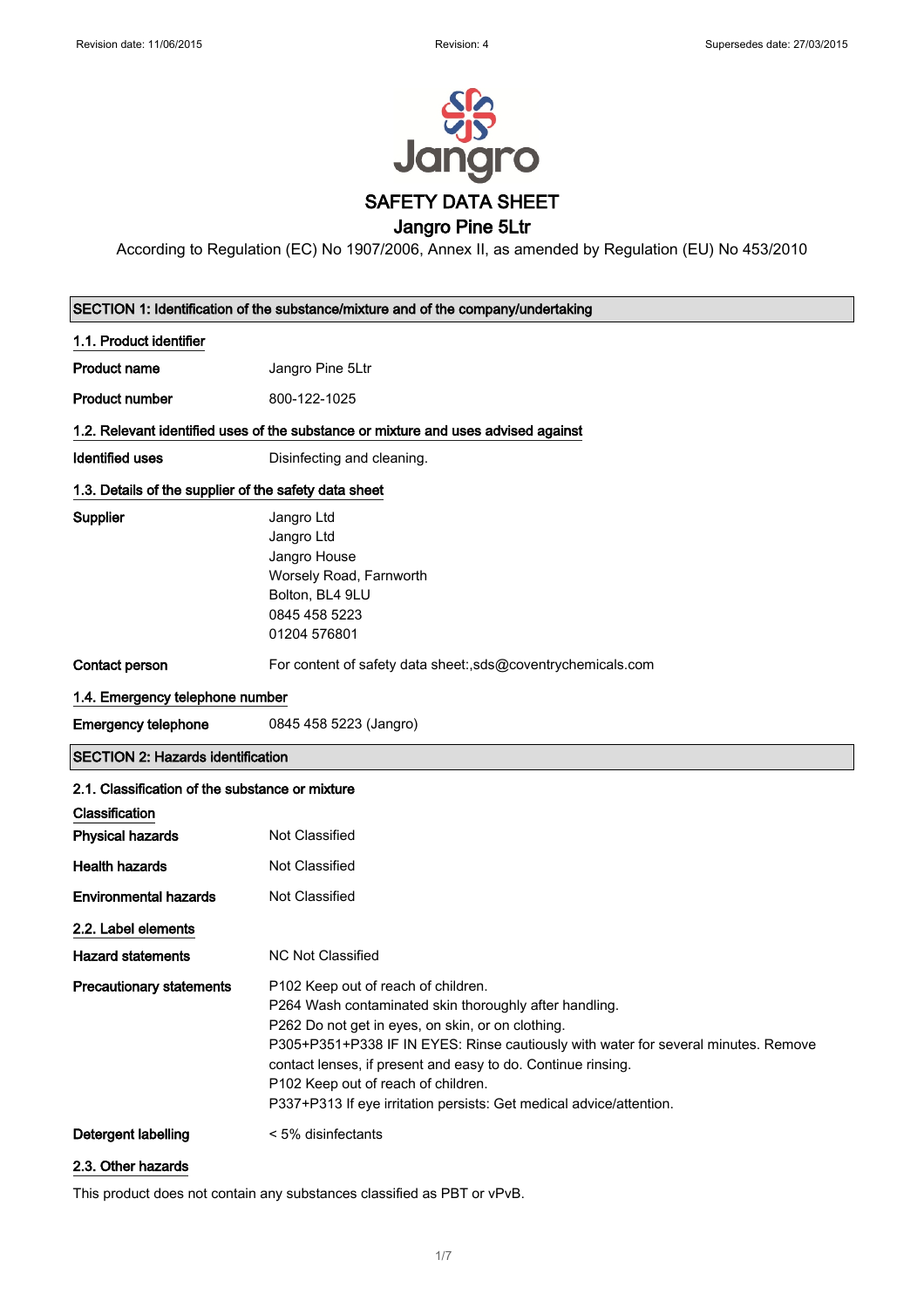# SAFETY DATA SHEET

## Jangro Pine 5Ltr

According to Regulation (EC) No 1907/2006, Annex II, as amended by Regulation (EU) No 453/2010

## SECTION 1: Identification of the substance/mixture and of the company/undertaking

### 1.1. Product identifier

**Product name** Jangro Pine 5Ltr

**Product number** 800-122-1025

### 1.2. Relevant identified uses of the substance or mixture and uses advised against

**Identified uses** Disinfecting and cleaning.

### 1.3. Details of the supplier of the safety data sheet

**Supplier**
Jangro Ltd
Jangro Ltd
Jangro House
Worsely Road, Farnworth
Bolton, BL4 9LU
0845 458 5223
01204 576801

**Contact person** For content of safety data sheet:,sds@coventrychemicals.com

### 1.4. Emergency telephone number

**Emergency telephone** 0845 458 5223 (Jangro)

## SECTION 2: Hazards identification

### 2.1. Classification of the substance or mixture

**Classification**

**Physical hazards** Not Classified

**Health hazards** Not Classified

**Environmental hazards** Not Classified

### 2.2. Label elements

**Hazard statements** NC Not Classified

**Precautionary statements**
P102 Keep out of reach of children.
P264 Wash contaminated skin thoroughly after handling.
P262 Do not get in eyes, on skin, or on clothing.
P305+P351+P338 IF IN EYES: Rinse cautiously with water for several minutes. Remove contact lenses, if present and easy to do. Continue rinsing.
P102 Keep out of reach of children.
P337+P313 If eye irritation persists: Get medical advice/attention.

**Detergent labelling** < 5% disinfectants

### 2.3. Other hazards

This product does not contain any substances classified as PBT or vPvB.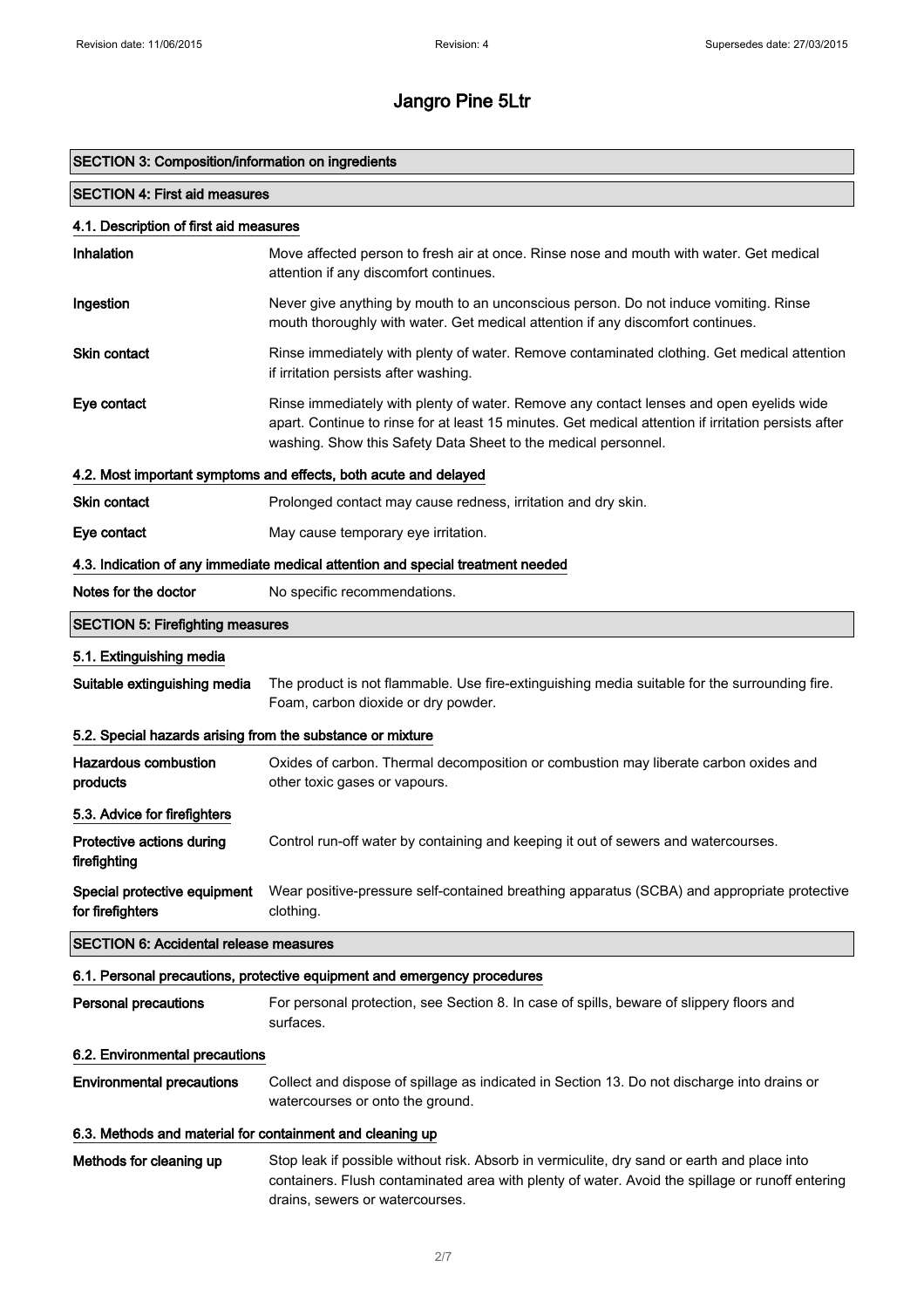# Jangro Pine 5Ltr

## SECTION 3: Composition/information on ingredients

## SECTION 4: First aid measures

### 4.1. Description of first aid measures

| | |
|---|---|
| **Inhalation** | Move affected person to fresh air at once. Rinse nose and mouth with water. Get medical attention if any discomfort continues. |
| **Ingestion** | Never give anything by mouth to an unconscious person. Do not induce vomiting. Rinse mouth thoroughly with water. Get medical attention if any discomfort continues. |
| **Skin contact** | Rinse immediately with plenty of water. Remove contaminated clothing. Get medical attention if irritation persists after washing. |
| **Eye contact** | Rinse immediately with plenty of water. Remove any contact lenses and open eyelids wide apart. Continue to rinse for at least 15 minutes. Get medical attention if irritation persists after washing. Show this Safety Data Sheet to the medical personnel. |

### 4.2. Most important symptoms and effects, both acute and delayed

| | |
|---|---|
| **Skin contact** | Prolonged contact may cause redness, irritation and dry skin. |
| **Eye contact** | May cause temporary eye irritation. |

### 4.3. Indication of any immediate medical attention and special treatment needed

| | |
|---|---|
| **Notes for the doctor** | No specific recommendations. |

## SECTION 5: Firefighting measures

### 5.1. Extinguishing media

| | |
|---|---|
| **Suitable extinguishing media** | The product is not flammable. Use fire-extinguishing media suitable for the surrounding fire. Foam, carbon dioxide or dry powder. |

### 5.2. Special hazards arising from the substance or mixture

| | |
|---|---|
| **Hazardous combustion products** | Oxides of carbon. Thermal decomposition or combustion may liberate carbon oxides and other toxic gases or vapours. |

### 5.3. Advice for firefighters

| | |
|---|---|
| **Protective actions during firefighting** | Control run-off water by containing and keeping it out of sewers and watercourses. |
| **Special protective equipment for firefighters** | Wear positive-pressure self-contained breathing apparatus (SCBA) and appropriate protective clothing. |

## SECTION 6: Accidental release measures

### 6.1. Personal precautions, protective equipment and emergency procedures

| | |
|---|---|
| **Personal precautions** | For personal protection, see Section 8. In case of spills, beware of slippery floors and surfaces. |

### 6.2. Environmental precautions

| | |
|---|---|
| **Environmental precautions** | Collect and dispose of spillage as indicated in Section 13. Do not discharge into drains or watercourses or onto the ground. |

### 6.3. Methods and material for containment and cleaning up

| | |
|---|---|
| **Methods for cleaning up** | Stop leak if possible without risk. Absorb in vermiculite, dry sand or earth and place into containers. Flush contaminated area with plenty of water. Avoid the spillage or runoff entering drains, sewers or watercourses. |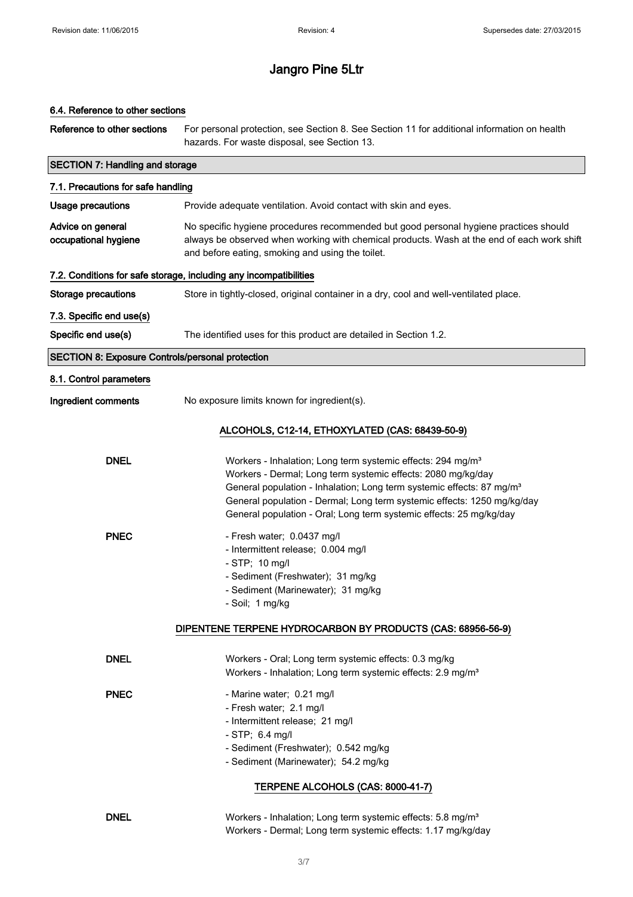# Jangro Pine 5Ltr

### 6.4. Reference to other sections

**Reference to other sections** For personal protection, see Section 8. See Section 11 for additional information on health hazards. For waste disposal, see Section 13.

## SECTION 7: Handling and storage

### 7.1. Precautions for safe handling

**Usage precautions** Provide adequate ventilation. Avoid contact with skin and eyes.

**Advice on general occupational hygiene** No specific hygiene procedures recommended but good personal hygiene practices should always be observed when working with chemical products. Wash at the end of each work shift and before eating, smoking and using the toilet.

### 7.2. Conditions for safe storage, including any incompatibilities

**Storage precautions** Store in tightly-closed, original container in a dry, cool and well-ventilated place.

### 7.3. Specific end use(s)

**Specific end use(s)** The identified uses for this product are detailed in Section 1.2.

## SECTION 8: Exposure Controls/personal protection

### 8.1. Control parameters

**Ingredient comments** No exposure limits known for ingredient(s).

**ALCOHOLS, C12-14, ETHOXYLATED (CAS: 68439-50-9)**

**DNEL**
Workers - Inhalation; Long term systemic effects: 294 mg/m³
Workers - Dermal; Long term systemic effects: 2080 mg/kg/day
General population - Inhalation; Long term systemic effects: 87 mg/m³
General population - Dermal; Long term systemic effects: 1250 mg/kg/day
General population - Oral; Long term systemic effects: 25 mg/kg/day

**PNEC**
- Fresh water; 0.0437 mg/l
- Intermittent release; 0.004 mg/l
- STP; 10 mg/l
- Sediment (Freshwater); 31 mg/kg
- Sediment (Marinewater); 31 mg/kg
- Soil; 1 mg/kg

**DIPENTENE TERPENE HYDROCARBON BY PRODUCTS (CAS: 68956-56-9)**

**DNEL**
Workers - Oral; Long term systemic effects: 0.3 mg/kg
Workers - Inhalation; Long term systemic effects: 2.9 mg/m³

**PNEC**
- Marine water; 0.21 mg/l
- Fresh water; 2.1 mg/l
- Intermittent release; 21 mg/l
- STP; 6.4 mg/l
- Sediment (Freshwater); 0.542 mg/kg
- Sediment (Marinewater); 54.2 mg/kg

**TERPENE ALCOHOLS (CAS: 8000-41-7)**

**DNEL**
Workers - Inhalation; Long term systemic effects: 5.8 mg/m³
Workers - Dermal; Long term systemic effects: 1.17 mg/kg/day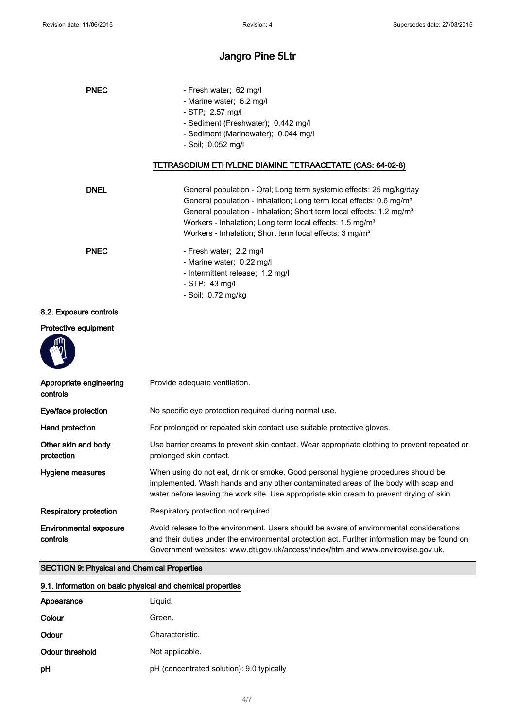| | |
|---|---|
| **PNEC** | - Fresh water; 62 mg/l<br>- Marine water; 6.2 mg/l<br>- STP; 2.57 mg/l<br>- Sediment (Freshwater); 0.442 mg/l<br>- Sediment (Marinewater); 0.044 mg/l<br>- Soil; 0.052 mg/l |

**TETRASODIUM ETHYLENE DIAMINE TETRAACETATE (CAS: 64-02-8)**

| | |
|---|---|
| **DNEL** | General population - Oral; Long term systemic effects: 25 mg/kg/day<br>General population - Inhalation; Long term local effects: 0.6 mg/m³<br>General population - Inhalation; Short term local effects: 1.2 mg/m³<br>Workers - Inhalation; Long term local effects: 1.5 mg/m³<br>Workers - Inhalation; Short term local effects: 3 mg/m³ |
| **PNEC** | - Fresh water; 2.2 mg/l<br>- Marine water; 0.22 mg/l<br>- Intermittent release; 1.2 mg/l<br>- STP; 43 mg/l<br>- Soil; 0.72 mg/kg |

### 8.2. Exposure controls

**Protective equipment**

| | |
|---|---|
| **Appropriate engineering controls** | Provide adequate ventilation. |
| **Eye/face protection** | No specific eye protection required during normal use. |
| **Hand protection** | For prolonged or repeated skin contact use suitable protective gloves. |
| **Other skin and body protection** | Use barrier creams to prevent skin contact. Wear appropriate clothing to prevent repeated or prolonged skin contact. |
| **Hygiene measures** | When using do not eat, drink or smoke. Good personal hygiene procedures should be implemented. Wash hands and any other contaminated areas of the body with soap and water before leaving the work site. Use appropriate skin cream to prevent drying of skin. |
| **Respiratory protection** | Respiratory protection not required. |
| **Environmental exposure controls** | Avoid release to the environment. Users should be aware of environmental considerations and their duties under the environmental protection act. Further information may be found on Government websites: www.dti.gov.uk/access/index/htm and www.envirowise.gov.uk. |

## SECTION 9: Physical and Chemical Properties

### 9.1. Information on basic physical and chemical properties

| | |
|---|---|
| **Appearance** | Liquid. |
| **Colour** | Green. |
| **Odour** | Characteristic. |
| **Odour threshold** | Not applicable. |
| **pH** | pH (concentrated solution): 9.0 typically |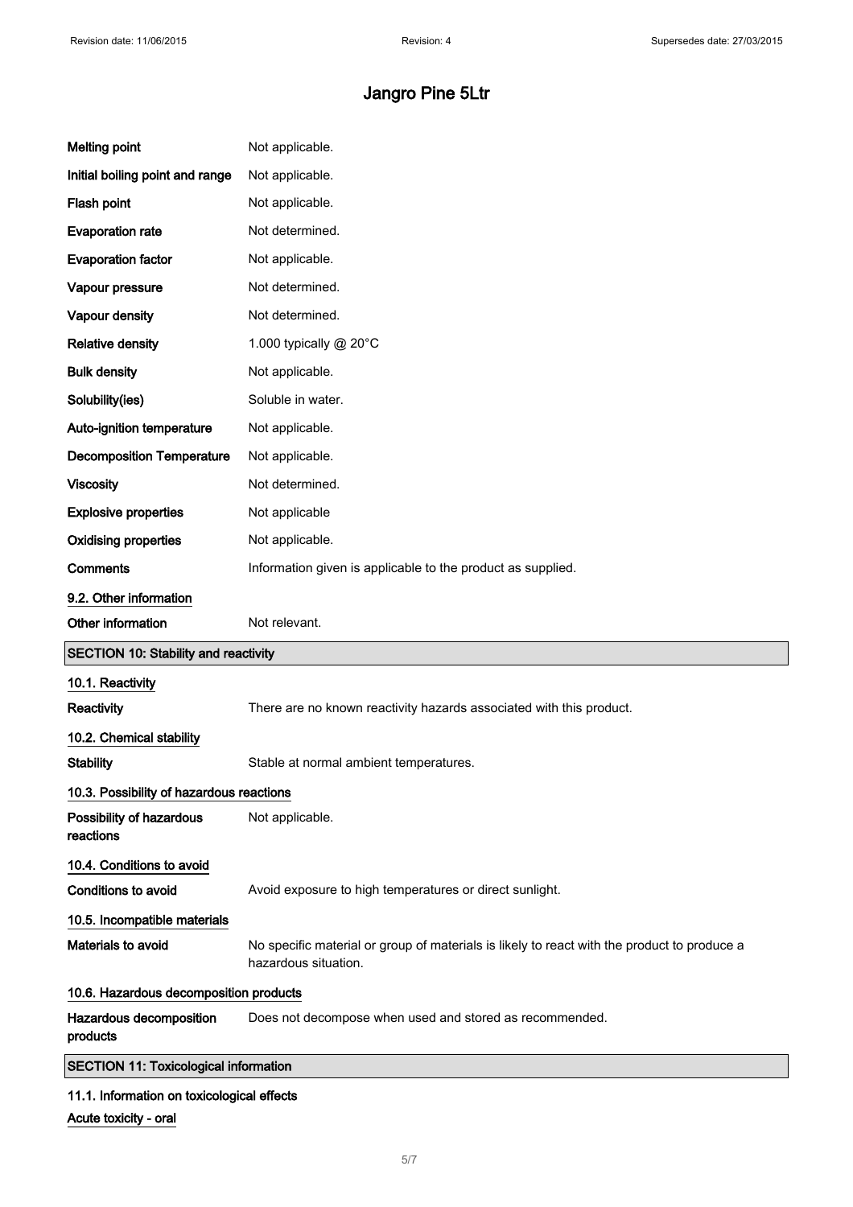| | |
|---|---|
| **Melting point** | Not applicable. |
| **Initial boiling point and range** | Not applicable. |
| **Flash point** | Not applicable. |
| **Evaporation rate** | Not determined. |
| **Evaporation factor** | Not applicable. |
| **Vapour pressure** | Not determined. |
| **Vapour density** | Not determined. |
| **Relative density** | 1.000 typically @ 20°C |
| **Bulk density** | Not applicable. |
| **Solubility(ies)** | Soluble in water. |
| **Auto-ignition temperature** | Not applicable. |
| **Decomposition Temperature** | Not applicable. |
| **Viscosity** | Not determined. |
| **Explosive properties** | Not applicable |
| **Oxidising properties** | Not applicable. |
| **Comments** | Information given is applicable to the product as supplied. |

### 9.2. Other information

| | |
|---|---|
| **Other information** | Not relevant. |

## SECTION 10: Stability and reactivity

### 10.1. Reactivity

| | |
|---|---|
| **Reactivity** | There are no known reactivity hazards associated with this product. |

### 10.2. Chemical stability

| | |
|---|---|
| **Stability** | Stable at normal ambient temperatures. |

### 10.3. Possibility of hazardous reactions

| | |
|---|---|
| **Possibility of hazardous reactions** | Not applicable. |

### 10.4. Conditions to avoid

| | |
|---|---|
| **Conditions to avoid** | Avoid exposure to high temperatures or direct sunlight. |

### 10.5. Incompatible materials

| | |
|---|---|
| **Materials to avoid** | No specific material or group of materials is likely to react with the product to produce a hazardous situation. |

### 10.6. Hazardous decomposition products

| | |
|---|---|
| **Hazardous decomposition products** | Does not decompose when used and stored as recommended. |

## SECTION 11: Toxicological information

### 11.1. Information on toxicological effects

Acute toxicity - oral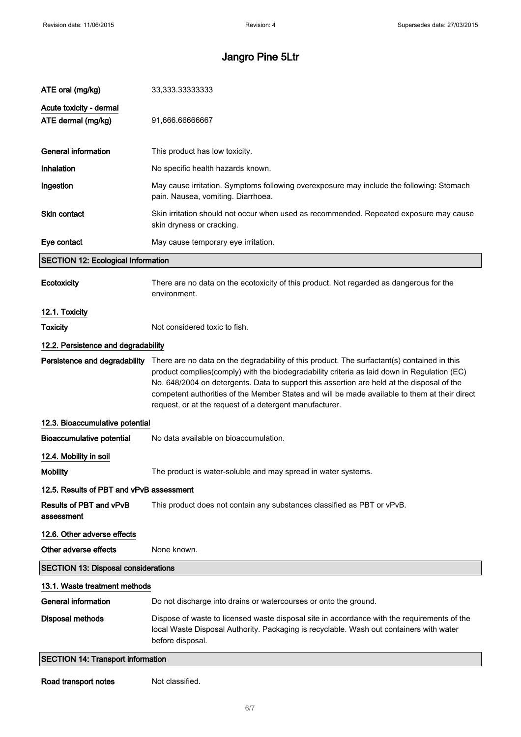| | |
|---|---|
| ATE oral (mg/kg) | 33,333.33333333 |
| **Acute toxicity - dermal** | |
| ATE dermal (mg/kg) | 91,666.66666667 |

**General information** This product has low toxicity.

**Inhalation** No specific health hazards known.

**Ingestion** May cause irritation. Symptoms following overexposure may include the following: Stomach pain. Nausea, vomiting. Diarrhoea.

**Skin contact** Skin irritation should not occur when used as recommended. Repeated exposure may cause skin dryness or cracking.

**Eye contact** May cause temporary eye irritation.

## SECTION 12: Ecological Information

**Ecotoxicity** There are no data on the ecotoxicity of this product. Not regarded as dangerous for the environment.

### 12.1. Toxicity

**Toxicity** Not considered toxic to fish.

### 12.2. Persistence and degradability

**Persistence and degradability** There are no data on the degradability of this product. The surfactant(s) contained in this product complies(comply) with the biodegradability criteria as laid down in Regulation (EC) No. 648/2004 on detergents. Data to support this assertion are held at the disposal of the competent authorities of the Member States and will be made available to them at their direct request, or at the request of a detergent manufacturer.

### 12.3. Bioaccumulative potential

**Bioaccumulative potential** No data available on bioaccumulation.

### 12.4. Mobility in soil

**Mobility** The product is water-soluble and may spread in water systems.

### 12.5. Results of PBT and vPvB assessment

**Results of PBT and vPvB assessment** This product does not contain any substances classified as PBT or vPvB.

### 12.6. Other adverse effects

**Other adverse effects** None known.

## SECTION 13: Disposal considerations

### 13.1. Waste treatment methods

**General information** Do not discharge into drains or watercourses or onto the ground.

**Disposal methods** Dispose of waste to licensed waste disposal site in accordance with the requirements of the local Waste Disposal Authority. Packaging is recyclable. Wash out containers with water before disposal.

## SECTION 14: Transport information

**Road transport notes** Not classified.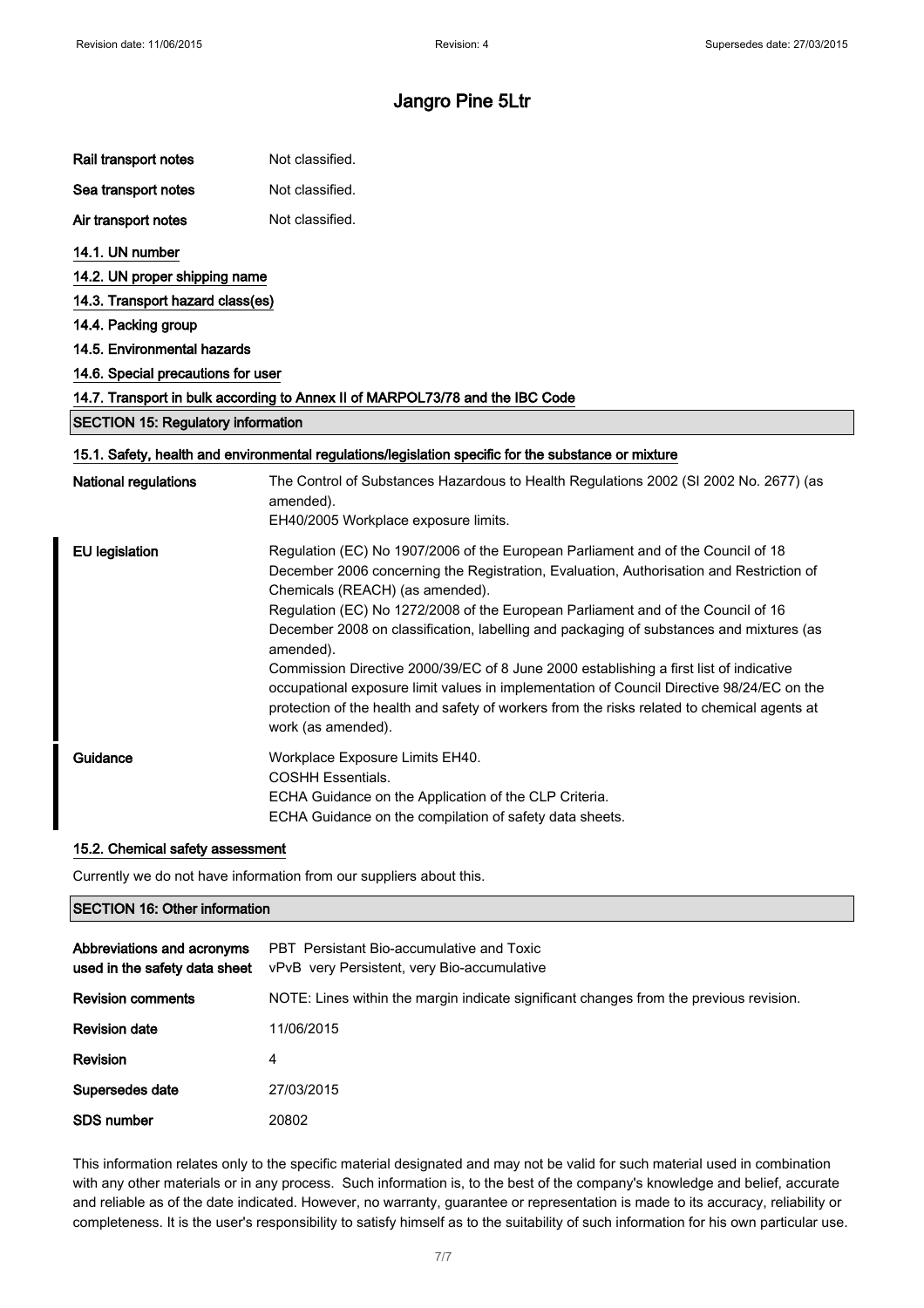| | |
|---|---|
| Rail transport notes | Not classified. |
| Sea transport notes | Not classified. |
| Air transport notes | Not classified. |

14.1. UN number

14.2. UN proper shipping name

14.3. Transport hazard class(es)

14.4. Packing group

14.5. Environmental hazards

14.6. Special precautions for user

14.7. Transport in bulk according to Annex II of MARPOL73/78 and the IBC Code

## SECTION 15: Regulatory information

### 15.1. Safety, health and environmental regulations/legislation specific for the substance or mixture

| | |
|---|---|
| National regulations | The Control of Substances Hazardous to Health Regulations 2002 (SI 2002 No. 2677) (as amended).<br>EH40/2005 Workplace exposure limits. |
| EU legislation | Regulation (EC) No 1907/2006 of the European Parliament and of the Council of 18 December 2006 concerning the Registration, Evaluation, Authorisation and Restriction of Chemicals (REACH) (as amended).<br>Regulation (EC) No 1272/2008 of the European Parliament and of the Council of 16 December 2008 on classification, labelling and packaging of substances and mixtures (as amended).<br>Commission Directive 2000/39/EC of 8 June 2000 establishing a first list of indicative occupational exposure limit values in implementation of Council Directive 98/24/EC on the protection of the health and safety of workers from the risks related to chemical agents at work (as amended). |
| Guidance | Workplace Exposure Limits EH40.<br>COSHH Essentials.<br>ECHA Guidance on the Application of the CLP Criteria.<br>ECHA Guidance on the compilation of safety data sheets. |

### 15.2. Chemical safety assessment

Currently we do not have information from our suppliers about this.

## SECTION 16: Other information

| | |
|---|---|
| Abbreviations and acronyms used in the safety data sheet | PBT Persistant Bio-accumulative and Toxic<br>vPvB very Persistent, very Bio-accumulative |
| Revision comments | NOTE: Lines within the margin indicate significant changes from the previous revision. |
| Revision date | 11/06/2015 |
| Revision | 4 |
| Supersedes date | 27/03/2015 |
| SDS number | 20802 |

This information relates only to the specific material designated and may not be valid for such material used in combination with any other materials or in any process. Such information is, to the best of the company's knowledge and belief, accurate and reliable as of the date indicated. However, no warranty, guarantee or representation is made to its accuracy, reliability or completeness. It is the user's responsibility to satisfy himself as to the suitability of such information for his own particular use.